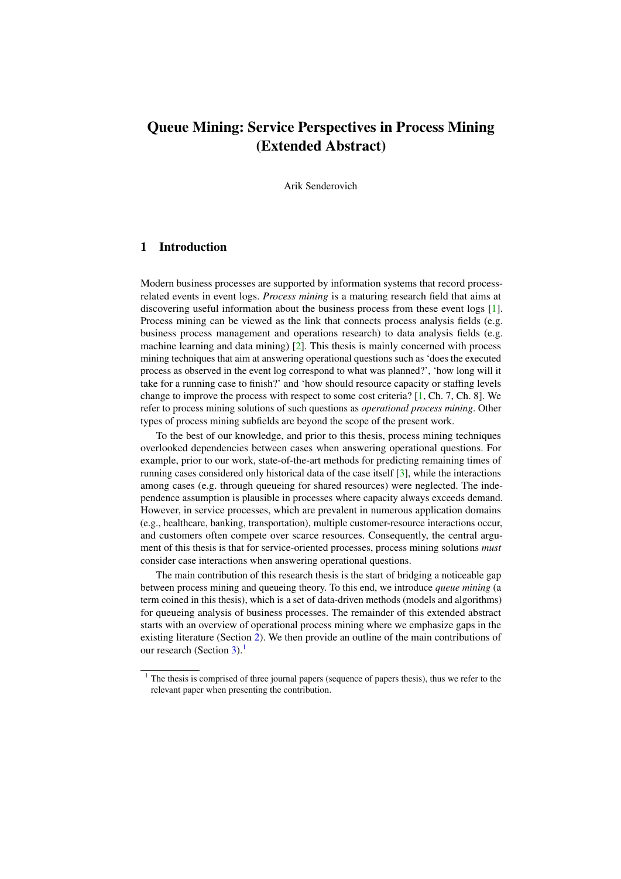# Queue Mining: Service Perspectives in Process Mining (Extended Abstract)

Arik Senderovich

## 1 Introduction

Modern business processes are supported by information systems that record process-related events in event logs. *Process mining* is a maturing research field that aims at discovering useful information about the business process from these event logs [1]. Process mining can be viewed as the link that connects process analysis fields (e.g. business process management and operations research) to data analysis fields (e.g. machine learning and data mining) [2]. This thesis is mainly concerned with process mining techniques that aim at answering operational questions such as 'does the executed process as observed in the event log correspond to what was planned?', 'how long will it take for a running case to finish?' and 'how should resource capacity or staffing levels change to improve the process with respect to some cost criteria? [1, Ch. 7, Ch. 8]. We refer to process mining solutions of such questions as *operational process mining*. Other types of process mining subfields are beyond the scope of the present work.

To the best of our knowledge, and prior to this thesis, process mining techniques overlooked dependencies between cases when answering operational questions. For example, prior to our work, state-of-the-art methods for predicting remaining times of running cases considered only historical data of the case itself [3], while the interactions among cases (e.g. through queueing for shared resources) were neglected. The independence assumption is plausible in processes where capacity always exceeds demand. However, in service processes, which are prevalent in numerous application domains (e.g., healthcare, banking, transportation), multiple customer-resource interactions occur, and customers often compete over scarce resources. Consequently, the central argument of this thesis is that for service-oriented processes, process mining solutions *must* consider case interactions when answering operational questions.

The main contribution of this research thesis is the start of bridging a noticeable gap between process mining and queueing theory. To this end, we introduce *queue mining* (a term coined in this thesis), which is a set of data-driven methods (models and algorithms) for queueing analysis of business processes. The remainder of this extended abstract starts with an overview of operational process mining where we emphasize gaps in the existing literature (Section 2). We then provide an outline of the main contributions of our research (Section 3).[1]

[1] The thesis is comprised of three journal papers (sequence of papers thesis), thus we refer to the relevant paper when presenting the contribution.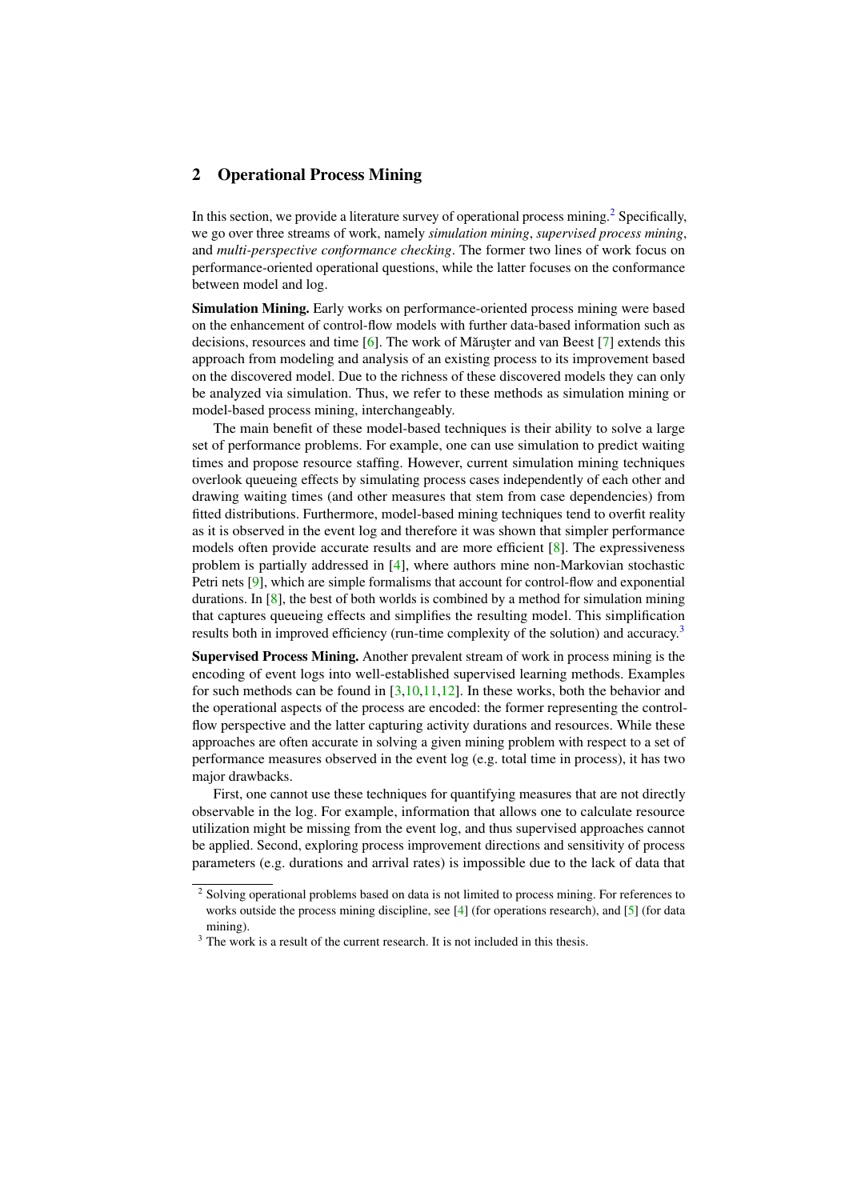## 2 Operational Process Mining

In this section, we provide a literature survey of operational process mining.[2] Specifically, we go over three streams of work, namely *simulation mining*, *supervised process mining*, and *multi-perspective conformance checking*. The former two lines of work focus on performance-oriented operational questions, while the latter focuses on the conformance between model and log.

**Simulation Mining.** Early works on performance-oriented process mining were based on the enhancement of control-flow models with further data-based information such as decisions, resources and time [6]. The work of Măruşter and van Beest [7] extends this approach from modeling and analysis of an existing process to its improvement based on the discovered model. Due to the richness of these discovered models they can only be analyzed via simulation. Thus, we refer to these methods as simulation mining or model-based process mining, interchangeably.

The main benefit of these model-based techniques is their ability to solve a large set of performance problems. For example, one can use simulation to predict waiting times and propose resource staffing. However, current simulation mining techniques overlook queueing effects by simulating process cases independently of each other and drawing waiting times (and other measures that stem from case dependencies) from fitted distributions. Furthermore, model-based mining techniques tend to overfit reality as it is observed in the event log and therefore it was shown that simpler performance models often provide accurate results and are more efficient [8]. The expressiveness problem is partially addressed in [4], where authors mine non-Markovian stochastic Petri nets [9], which are simple formalisms that account for control-flow and exponential durations. In [8], the best of both worlds is combined by a method for simulation mining that captures queueing effects and simplifies the resulting model. This simplification results both in improved efficiency (run-time complexity of the solution) and accuracy.[3]

**Supervised Process Mining.** Another prevalent stream of work in process mining is the encoding of event logs into well-established supervised learning methods. Examples for such methods can be found in [3,10,11,12]. In these works, both the behavior and the operational aspects of the process are encoded: the former representing the control-flow perspective and the latter capturing activity durations and resources. While these approaches are often accurate in solving a given mining problem with respect to a set of performance measures observed in the event log (e.g. total time in process), it has two major drawbacks.

First, one cannot use these techniques for quantifying measures that are not directly observable in the log. For example, information that allows one to calculate resource utilization might be missing from the event log, and thus supervised approaches cannot be applied. Second, exploring process improvement directions and sensitivity of process parameters (e.g. durations and arrival rates) is impossible due to the lack of data that

---

[2] Solving operational problems based on data is not limited to process mining. For references to works outside the process mining discipline, see [4] (for operations research), and [5] (for data mining).

[3] The work is a result of the current research. It is not included in this thesis.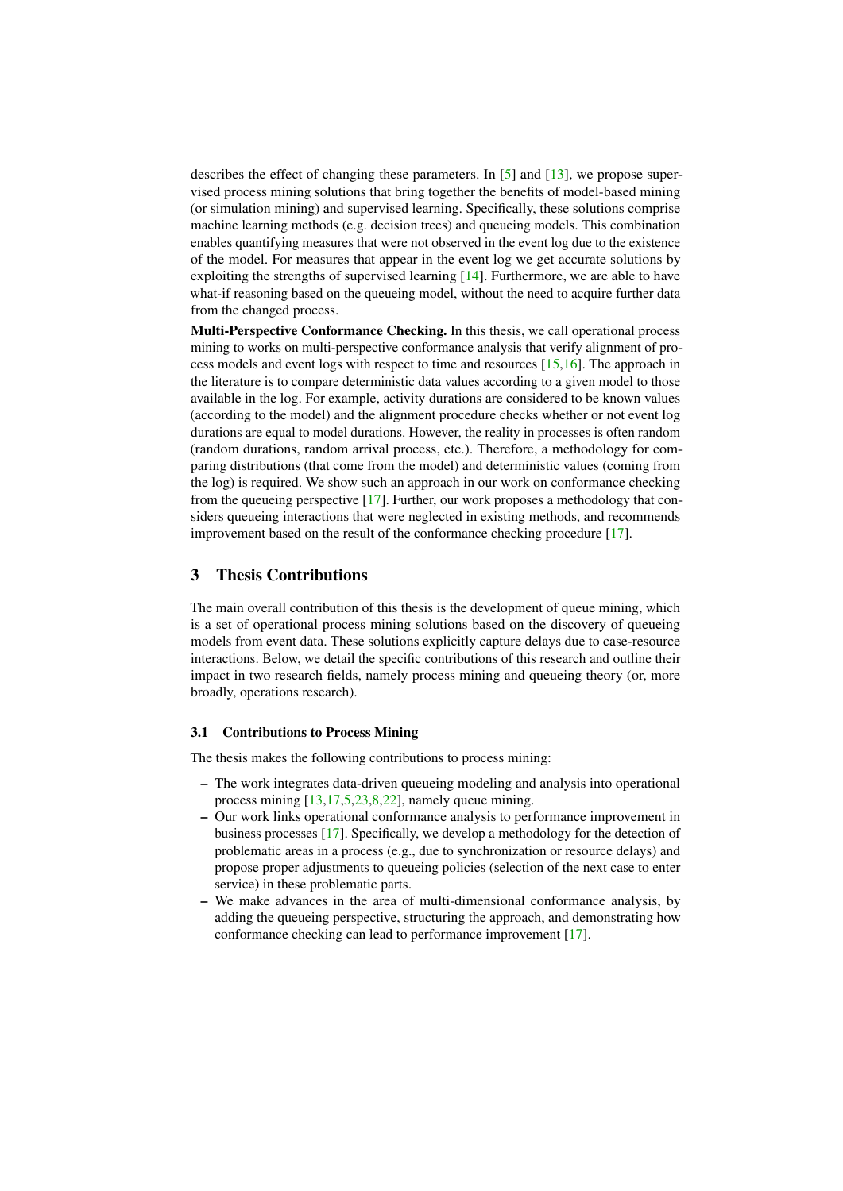describes the effect of changing these parameters. In [5] and [13], we propose supervised process mining solutions that bring together the benefits of model-based mining (or simulation mining) and supervised learning. Specifically, these solutions comprise machine learning methods (e.g. decision trees) and queueing models. This combination enables quantifying measures that were not observed in the event log due to the existence of the model. For measures that appear in the event log we get accurate solutions by exploiting the strengths of supervised learning [14]. Furthermore, we are able to have what-if reasoning based on the queueing model, without the need to acquire further data from the changed process.

**Multi-Perspective Conformance Checking.** In this thesis, we call operational process mining to works on multi-perspective conformance analysis that verify alignment of process models and event logs with respect to time and resources [15,16]. The approach in the literature is to compare deterministic data values according to a given model to those available in the log. For example, activity durations are considered to be known values (according to the model) and the alignment procedure checks whether or not event log durations are equal to model durations. However, the reality in processes is often random (random durations, random arrival process, etc.). Therefore, a methodology for comparing distributions (that come from the model) and deterministic values (coming from the log) is required. We show such an approach in our work on conformance checking from the queueing perspective [17]. Further, our work proposes a methodology that considers queueing interactions that were neglected in existing methods, and recommends improvement based on the result of the conformance checking procedure [17].

## 3 Thesis Contributions

The main overall contribution of this thesis is the development of queue mining, which is a set of operational process mining solutions based on the discovery of queueing models from event data. These solutions explicitly capture delays due to case-resource interactions. Below, we detail the specific contributions of this research and outline their impact in two research fields, namely process mining and queueing theory (or, more broadly, operations research).

### 3.1 Contributions to Process Mining

The thesis makes the following contributions to process mining:

- The work integrates data-driven queueing modeling and analysis into operational process mining [13,17,5,23,8,22], namely queue mining.
- Our work links operational conformance analysis to performance improvement in business processes [17]. Specifically, we develop a methodology for the detection of problematic areas in a process (e.g., due to synchronization or resource delays) and propose proper adjustments to queueing policies (selection of the next case to enter service) in these problematic parts.
- We make advances in the area of multi-dimensional conformance analysis, by adding the queueing perspective, structuring the approach, and demonstrating how conformance checking can lead to performance improvement [17].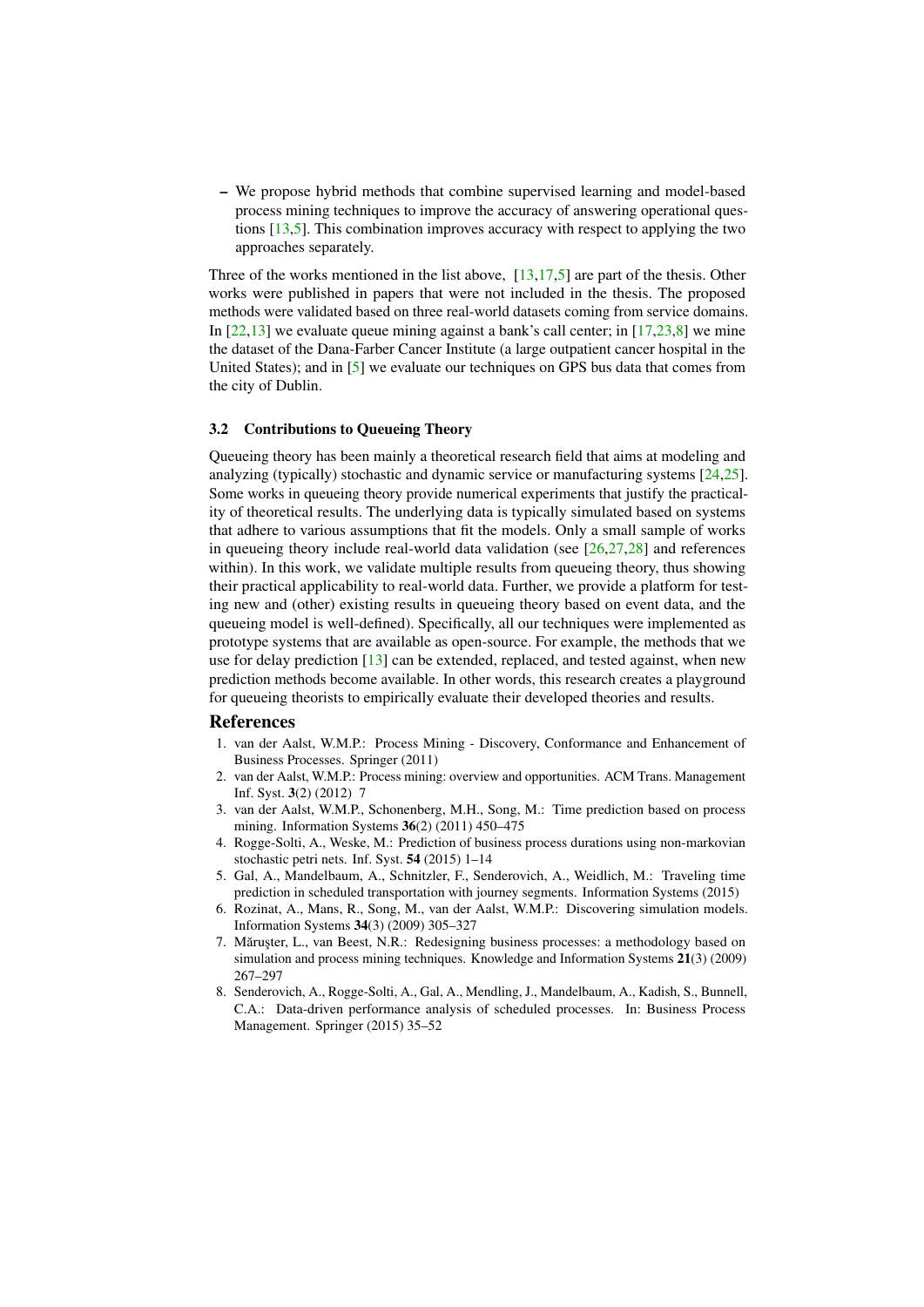– We propose hybrid methods that combine supervised learning and model-based process mining techniques to improve the accuracy of answering operational questions [13,5]. This combination improves accuracy with respect to applying the two approaches separately.

Three of the works mentioned in the list above, [13,17,5] are part of the thesis. Other works were published in papers that were not included in the thesis. The proposed methods were validated based on three real-world datasets coming from service domains. In [22,13] we evaluate queue mining against a bank's call center; in [17,23,8] we mine the dataset of the Dana-Farber Cancer Institute (a large outpatient cancer hospital in the United States); and in [5] we evaluate our techniques on GPS bus data that comes from the city of Dublin.

### 3.2 Contributions to Queueing Theory

Queueing theory has been mainly a theoretical research field that aims at modeling and analyzing (typically) stochastic and dynamic service or manufacturing systems [24,25]. Some works in queueing theory provide numerical experiments that justify the practicality of theoretical results. The underlying data is typically simulated based on systems that adhere to various assumptions that fit the models. Only a small sample of works in queueing theory include real-world data validation (see [26,27,28] and references within). In this work, we validate multiple results from queueing theory, thus showing their practical applicability to real-world data. Further, we provide a platform for testing new and (other) existing results in queueing theory based on event data, and the queueing model is well-defined). Specifically, all our techniques were implemented as prototype systems that are available as open-source. For example, the methods that we use for delay prediction [13] can be extended, replaced, and tested against, when new prediction methods become available. In other words, this research creates a playground for queueing theorists to empirically evaluate their developed theories and results.

## References

1. van der Aalst, W.M.P.: Process Mining - Discovery, Conformance and Enhancement of Business Processes. Springer (2011)
2. van der Aalst, W.M.P.: Process mining: overview and opportunities. ACM Trans. Management Inf. Syst. **3**(2) (2012) 7
3. van der Aalst, W.M.P., Schonenberg, M.H., Song, M.: Time prediction based on process mining. Information Systems **36**(2) (2011) 450–475
4. Rogge-Solti, A., Weske, M.: Prediction of business process durations using non-markovian stochastic petri nets. Inf. Syst. **54** (2015) 1–14
5. Gal, A., Mandelbaum, A., Schnitzler, F., Senderovich, A., Weidlich, M.: Traveling time prediction in scheduled transportation with journey segments. Information Systems (2015)
6. Rozinat, A., Mans, R., Song, M., van der Aalst, W.M.P.: Discovering simulation models. Information Systems **34**(3) (2009) 305–327
7. Măruşter, L., van Beest, N.R.: Redesigning business processes: a methodology based on simulation and process mining techniques. Knowledge and Information Systems **21**(3) (2009) 267–297
8. Senderovich, A., Rogge-Solti, A., Gal, A., Mendling, J., Mandelbaum, A., Kadish, S., Bunnell, C.A.: Data-driven performance analysis of scheduled processes. In: Business Process Management. Springer (2015) 35–52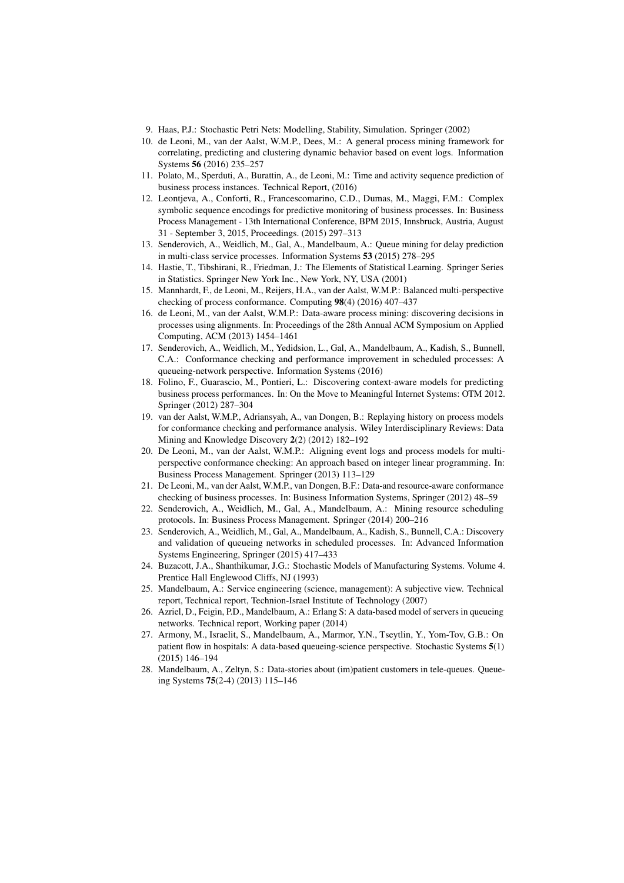9. Haas, P.J.: Stochastic Petri Nets: Modelling, Stability, Simulation. Springer (2002)
10. de Leoni, M., van der Aalst, W.M.P., Dees, M.: A general process mining framework for correlating, predicting and clustering dynamic behavior based on event logs. Information Systems **56** (2016) 235–257
11. Polato, M., Sperduti, A., Burattin, A., de Leoni, M.: Time and activity sequence prediction of business process instances. Technical Report, (2016)
12. Leontjeva, A., Conforti, R., Francescomarino, C.D., Dumas, M., Maggi, F.M.: Complex symbolic sequence encodings for predictive monitoring of business processes. In: Business Process Management - 13th International Conference, BPM 2015, Innsbruck, Austria, August 31 - September 3, 2015, Proceedings. (2015) 297–313
13. Senderovich, A., Weidlich, M., Gal, A., Mandelbaum, A.: Queue mining for delay prediction in multi-class service processes. Information Systems **53** (2015) 278–295
14. Hastie, T., Tibshirani, R., Friedman, J.: The Elements of Statistical Learning. Springer Series in Statistics. Springer New York Inc., New York, NY, USA (2001)
15. Mannhardt, F., de Leoni, M., Reijers, H.A., van der Aalst, W.M.P.: Balanced multi-perspective checking of process conformance. Computing **98**(4) (2016) 407–437
16. de Leoni, M., van der Aalst, W.M.P.: Data-aware process mining: discovering decisions in processes using alignments. In: Proceedings of the 28th Annual ACM Symposium on Applied Computing, ACM (2013) 1454–1461
17. Senderovich, A., Weidlich, M., Yedidsion, L., Gal, A., Mandelbaum, A., Kadish, S., Bunnell, C.A.: Conformance checking and performance improvement in scheduled processes: A queueing-network perspective. Information Systems (2016)
18. Folino, F., Guarascio, M., Pontieri, L.: Discovering context-aware models for predicting business process performances. In: On the Move to Meaningful Internet Systems: OTM 2012. Springer (2012) 287–304
19. van der Aalst, W.M.P., Adriansyah, A., van Dongen, B.: Replaying history on process models for conformance checking and performance analysis. Wiley Interdisciplinary Reviews: Data Mining and Knowledge Discovery **2**(2) (2012) 182–192
20. De Leoni, M., van der Aalst, W.M.P.: Aligning event logs and process models for multi-perspective conformance checking: An approach based on integer linear programming. In: Business Process Management. Springer (2013) 113–129
21. De Leoni, M., van der Aalst, W.M.P., van Dongen, B.F.: Data-and resource-aware conformance checking of business processes. In: Business Information Systems, Springer (2012) 48–59
22. Senderovich, A., Weidlich, M., Gal, A., Mandelbaum, A.: Mining resource scheduling protocols. In: Business Process Management. Springer (2014) 200–216
23. Senderovich, A., Weidlich, M., Gal, A., Mandelbaum, A., Kadish, S., Bunnell, C.A.: Discovery and validation of queueing networks in scheduled processes. In: Advanced Information Systems Engineering, Springer (2015) 417–433
24. Buzacott, J.A., Shanthikumar, J.G.: Stochastic Models of Manufacturing Systems. Volume 4. Prentice Hall Englewood Cliffs, NJ (1993)
25. Mandelbaum, A.: Service engineering (science, management): A subjective view. Technical report, Technical report, Technion-Israel Institute of Technology (2007)
26. Azriel, D., Feigin, P.D., Mandelbaum, A.: Erlang S: A data-based model of servers in queueing networks. Technical report, Working paper (2014)
27. Armony, M., Israelit, S., Mandelbaum, A., Marmor, Y.N., Tseytlin, Y., Yom-Tov, G.B.: On patient flow in hospitals: A data-based queueing-science perspective. Stochastic Systems **5**(1) (2015) 146–194
28. Mandelbaum, A., Zeltyn, S.: Data-stories about (im)patient customers in tele-queues. Queueing Systems **75**(2-4) (2013) 115–146